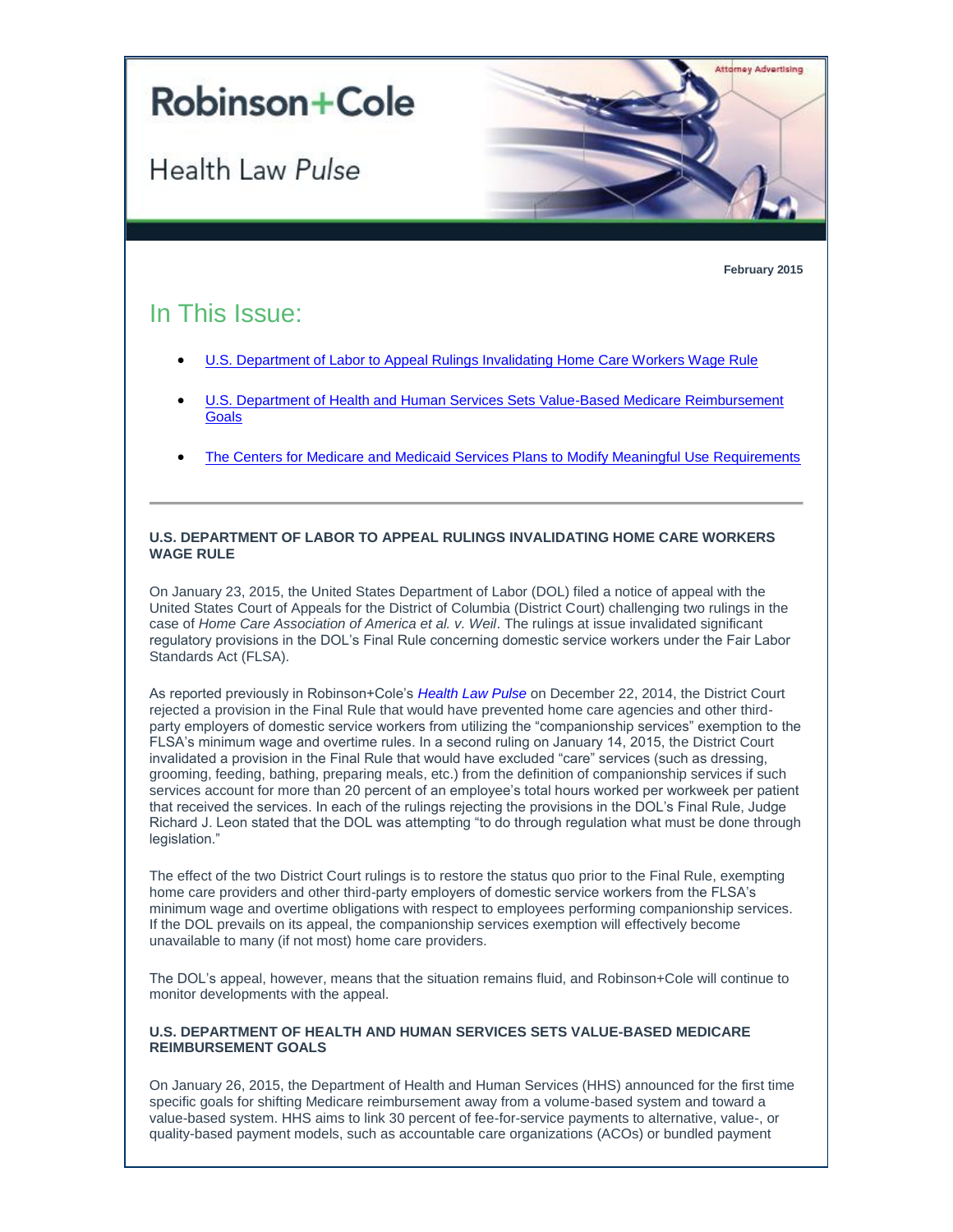Attorney Advertising

# Robinson+Cole

## Health Law *Pulse*

**February 2015**

## In This Issue:

- U.S. Department of Labor to Appeal Rulings Invalidating Home Care Workers Wage Rule
- U.S. Department of Health and Human Services Sets Value-Based Medicare Reimbursement Goals
- The Centers for Medicare and Medicaid Services Plans to Modify Meaningful Use Requirements

---

### U.S. DEPARTMENT OF LABOR TO APPEAL RULINGS INVALIDATING HOME CARE WORKERS WAGE RULE

On January 23, 2015, the United States Department of Labor (DOL) filed a notice of appeal with the United States Court of Appeals for the District of Columbia (District Court) challenging two rulings in the case of *Home Care Association of America et al. v. Weil*. The rulings at issue invalidated significant regulatory provisions in the DOL's Final Rule concerning domestic service workers under the Fair Labor Standards Act (FLSA).

As reported previously in Robinson+Cole's *Health Law Pulse* on December 22, 2014, the District Court rejected a provision in the Final Rule that would have prevented home care agencies and other third-party employers of domestic service workers from utilizing the "companionship services" exemption to the FLSA's minimum wage and overtime rules. In a second ruling on January 14, 2015, the District Court invalidated a provision in the Final Rule that would have excluded "care" services (such as dressing, grooming, feeding, bathing, preparing meals, etc.) from the definition of companionship services if such services account for more than 20 percent of an employee's total hours worked per workweek per patient that received the services. In each of the rulings rejecting the provisions in the DOL's Final Rule, Judge Richard J. Leon stated that the DOL was attempting "to do through regulation what must be done through legislation."

The effect of the two District Court rulings is to restore the status quo prior to the Final Rule, exempting home care providers and other third-party employers of domestic service workers from the FLSA's minimum wage and overtime obligations with respect to employees performing companionship services. If the DOL prevails on its appeal, the companionship services exemption will effectively become unavailable to many (if not most) home care providers.

The DOL's appeal, however, means that the situation remains fluid, and Robinson+Cole will continue to monitor developments with the appeal.

### U.S. DEPARTMENT OF HEALTH AND HUMAN SERVICES SETS VALUE-BASED MEDICARE REIMBURSEMENT GOALS

On January 26, 2015, the Department of Health and Human Services (HHS) announced for the first time specific goals for shifting Medicare reimbursement away from a volume-based system and toward a value-based system. HHS aims to link 30 percent of fee-for-service payments to alternative, value-, or quality-based payment models, such as accountable care organizations (ACOs) or bundled payment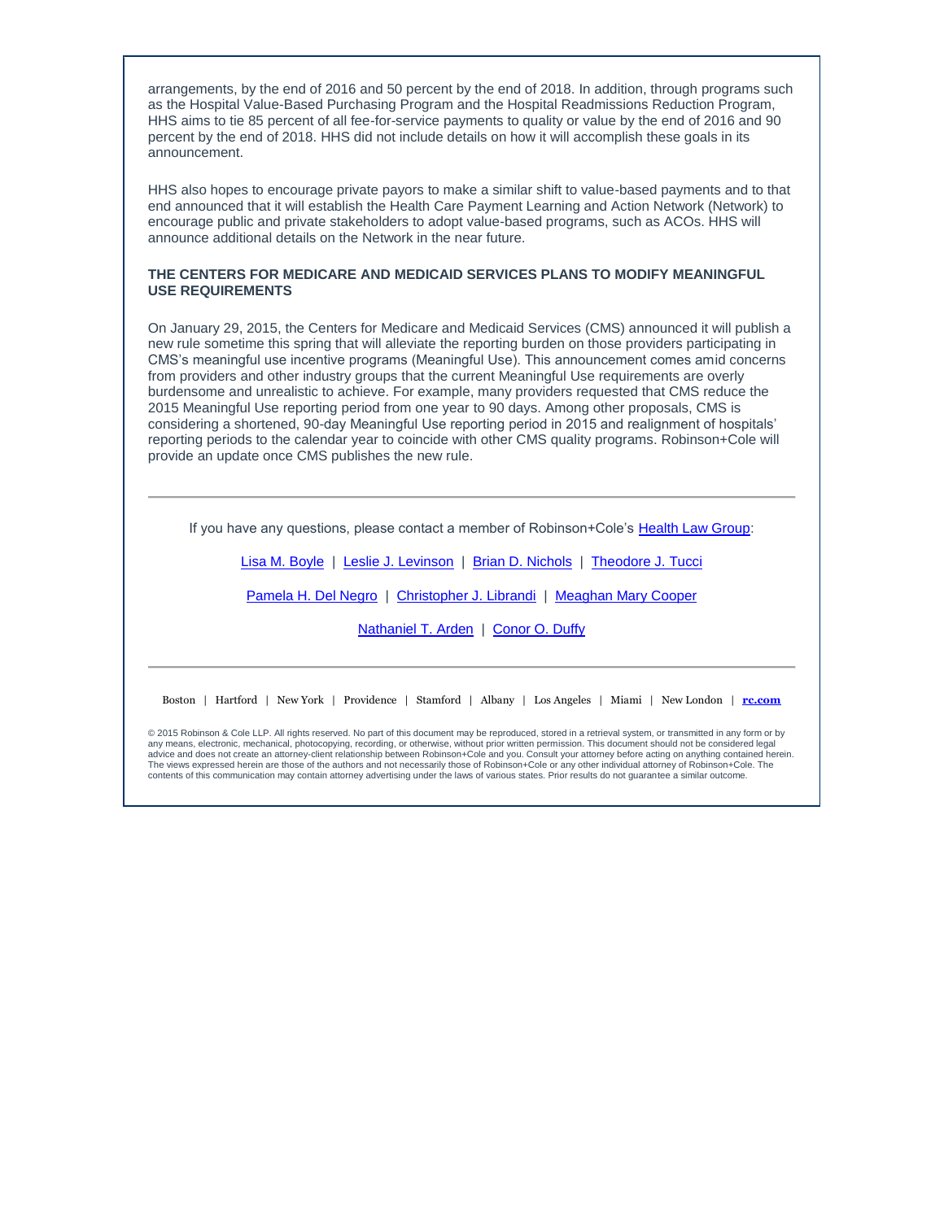arrangements, by the end of 2016 and 50 percent by the end of 2018. In addition, through programs such as the Hospital Value-Based Purchasing Program and the Hospital Readmissions Reduction Program, HHS aims to tie 85 percent of all fee-for-service payments to quality or value by the end of 2016 and 90 percent by the end of 2018. HHS did not include details on how it will accomplish these goals in its announcement.

HHS also hopes to encourage private payors to make a similar shift to value-based payments and to that end announced that it will establish the Health Care Payment Learning and Action Network (Network) to encourage public and private stakeholders to adopt value-based programs, such as ACOs. HHS will announce additional details on the Network in the near future.

**THE CENTERS FOR MEDICARE AND MEDICAID SERVICES PLANS TO MODIFY MEANINGFUL USE REQUIREMENTS**

On January 29, 2015, the Centers for Medicare and Medicaid Services (CMS) announced it will publish a new rule sometime this spring that will alleviate the reporting burden on those providers participating in CMS's meaningful use incentive programs (Meaningful Use). This announcement comes amid concerns from providers and other industry groups that the current Meaningful Use requirements are overly burdensome and unrealistic to achieve. For example, many providers requested that CMS reduce the 2015 Meaningful Use reporting period from one year to 90 days. Among other proposals, CMS is considering a shortened, 90-day Meaningful Use reporting period in 2015 and realignment of hospitals' reporting periods to the calendar year to coincide with other CMS quality programs. Robinson+Cole will provide an update once CMS publishes the new rule.

---

If you have any questions, please contact a member of Robinson+Cole's Health Law Group:

Lisa M. Boyle | Leslie J. Levinson | Brian D. Nichols | Theodore J. Tucci

Pamela H. Del Negro | Christopher J. Librandi | Meaghan Mary Cooper

Nathaniel T. Arden | Conor O. Duffy

---

Boston | Hartford | New York | Providence | Stamford | Albany | Los Angeles | Miami | New London | **rc.com**

© 2015 Robinson & Cole LLP. All rights reserved. No part of this document may be reproduced, stored in a retrieval system, or transmitted in any form or by any means, electronic, mechanical, photocopying, recording, or otherwise, without prior written permission. This document should not be considered legal advice and does not create an attorney-client relationship between Robinson+Cole and you. Consult your attorney before acting on anything contained herein. The views expressed herein are those of the authors and not necessarily those of Robinson+Cole or any other individual attorney of Robinson+Cole. The contents of this communication may contain attorney advertising under the laws of various states. Prior results do not guarantee a similar outcome.